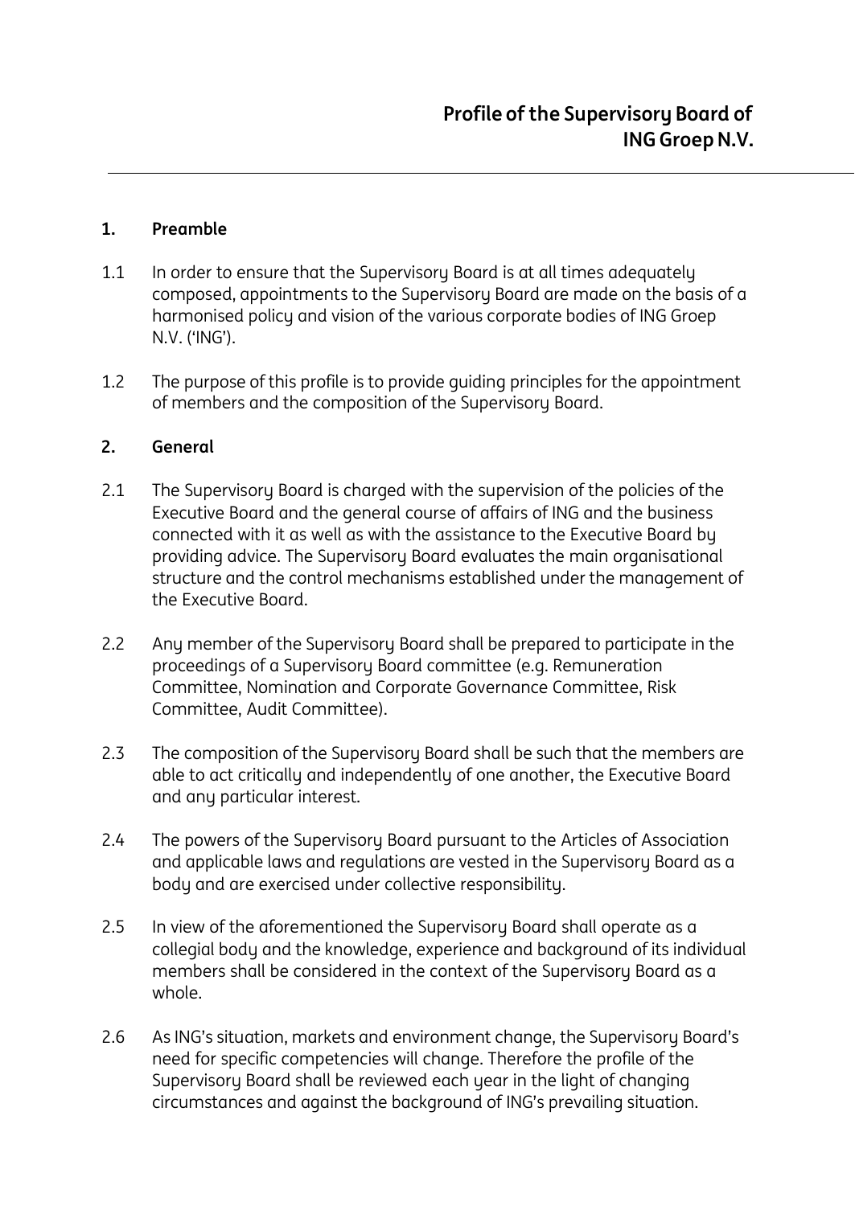# Profile of the Supervisory Board of ING Groep N.V.

## 1. Preamble

1.1 In order to ensure that the Supervisory Board is at all times adequately composed, appointments to the Supervisory Board are made on the basis of a harmonised policy and vision of the various corporate bodies of ING Groep N.V. ('ING').

1.2 The purpose of this profile is to provide guiding principles for the appointment of members and the composition of the Supervisory Board.

## 2. General

2.1 The Supervisory Board is charged with the supervision of the policies of the Executive Board and the general course of affairs of ING and the business connected with it as well as with the assistance to the Executive Board by providing advice. The Supervisory Board evaluates the main organisational structure and the control mechanisms established under the management of the Executive Board.

2.2 Any member of the Supervisory Board shall be prepared to participate in the proceedings of a Supervisory Board committee (e.g. Remuneration Committee, Nomination and Corporate Governance Committee, Risk Committee, Audit Committee).

2.3 The composition of the Supervisory Board shall be such that the members are able to act critically and independently of one another, the Executive Board and any particular interest.

2.4 The powers of the Supervisory Board pursuant to the Articles of Association and applicable laws and regulations are vested in the Supervisory Board as a body and are exercised under collective responsibility.

2.5 In view of the aforementioned the Supervisory Board shall operate as a collegial body and the knowledge, experience and background of its individual members shall be considered in the context of the Supervisory Board as a whole.

2.6 As ING's situation, markets and environment change, the Supervisory Board's need for specific competencies will change. Therefore the profile of the Supervisory Board shall be reviewed each year in the light of changing circumstances and against the background of ING's prevailing situation.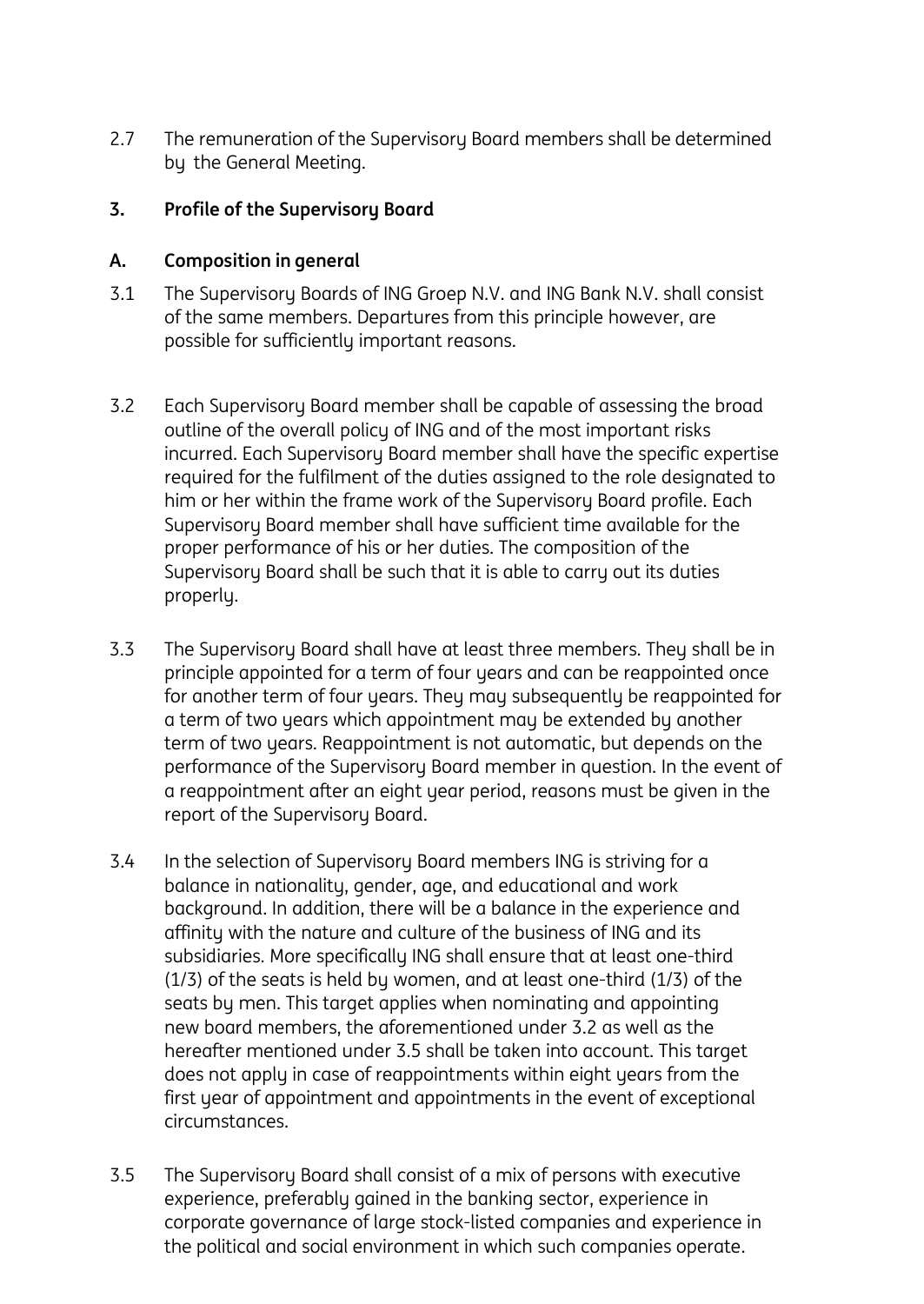2.7 The remuneration of the Supervisory Board members shall be determined by the General Meeting.

## 3. Profile of the Supervisory Board

### A. Composition in general

3.1 The Supervisory Boards of ING Groep N.V. and ING Bank N.V. shall consist of the same members. Departures from this principle however, are possible for sufficiently important reasons.

3.2 Each Supervisory Board member shall be capable of assessing the broad outline of the overall policy of ING and of the most important risks incurred. Each Supervisory Board member shall have the specific expertise required for the fulfilment of the duties assigned to the role designated to him or her within the frame work of the Supervisory Board profile. Each Supervisory Board member shall have sufficient time available for the proper performance of his or her duties. The composition of the Supervisory Board shall be such that it is able to carry out its duties properly.

3.3 The Supervisory Board shall have at least three members. They shall be in principle appointed for a term of four years and can be reappointed once for another term of four years. They may subsequently be reappointed for a term of two years which appointment may be extended by another term of two years. Reappointment is not automatic, but depends on the performance of the Supervisory Board member in question. In the event of a reappointment after an eight year period, reasons must be given in the report of the Supervisory Board.

3.4 In the selection of Supervisory Board members ING is striving for a balance in nationality, gender, age, and educational and work background. In addition, there will be a balance in the experience and affinity with the nature and culture of the business of ING and its subsidiaries. More specifically ING shall ensure that at least one-third (1/3) of the seats is held by women, and at least one-third (1/3) of the seats by men. This target applies when nominating and appointing new board members, the aforementioned under 3.2 as well as the hereafter mentioned under 3.5 shall be taken into account. This target does not apply in case of reappointments within eight years from the first year of appointment and appointments in the event of exceptional circumstances.

3.5 The Supervisory Board shall consist of a mix of persons with executive experience, preferably gained in the banking sector, experience in corporate governance of large stock-listed companies and experience in the political and social environment in which such companies operate.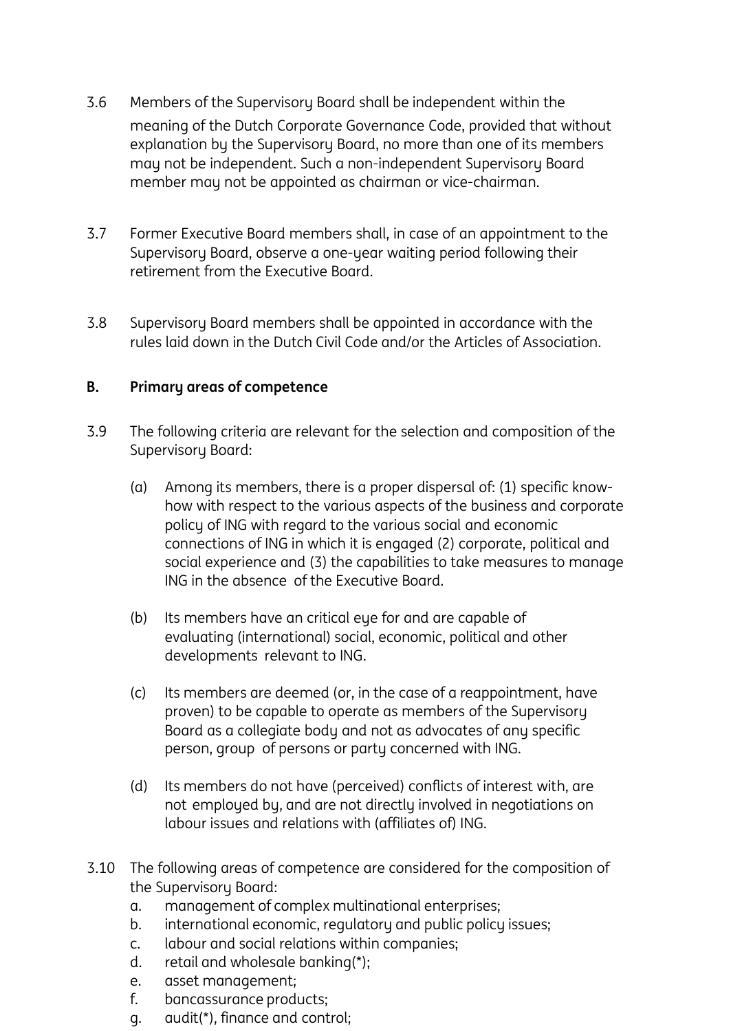3.6 Members of the Supervisory Board shall be independent within the meaning of the Dutch Corporate Governance Code, provided that without explanation by the Supervisory Board, no more than one of its members may not be independent. Such a non-independent Supervisory Board member may not be appointed as chairman or vice-chairman.

3.7 Former Executive Board members shall, in case of an appointment to the Supervisory Board, observe a one-year waiting period following their retirement from the Executive Board.

3.8 Supervisory Board members shall be appointed in accordance with the rules laid down in the Dutch Civil Code and/or the Articles of Association.

**B. Primary areas of competence**

3.9 The following criteria are relevant for the selection and composition of the Supervisory Board:

(a) Among its members, there is a proper dispersal of: (1) specific know-how with respect to the various aspects of the business and corporate policy of ING with regard to the various social and economic connections of ING in which it is engaged (2) corporate, political and social experience and (3) the capabilities to take measures to manage ING in the absence of the Executive Board.

(b) Its members have an critical eye for and are capable of evaluating (international) social, economic, political and other developments relevant to ING.

(c) Its members are deemed (or, in the case of a reappointment, have proven) to be capable to operate as members of the Supervisory Board as a collegiate body and not as advocates of any specific person, group of persons or party concerned with ING.

(d) Its members do not have (perceived) conflicts of interest with, are not employed by, and are not directly involved in negotiations on labour issues and relations with (affiliates of) ING.

3.10 The following areas of competence are considered for the composition of the Supervisory Board:

a. management of complex multinational enterprises;
b. international economic, regulatory and public policy issues;
c. labour and social relations within companies;
d. retail and wholesale banking(*);
e. asset management;
f. bancassurance products;
g. audit(*), finance and control;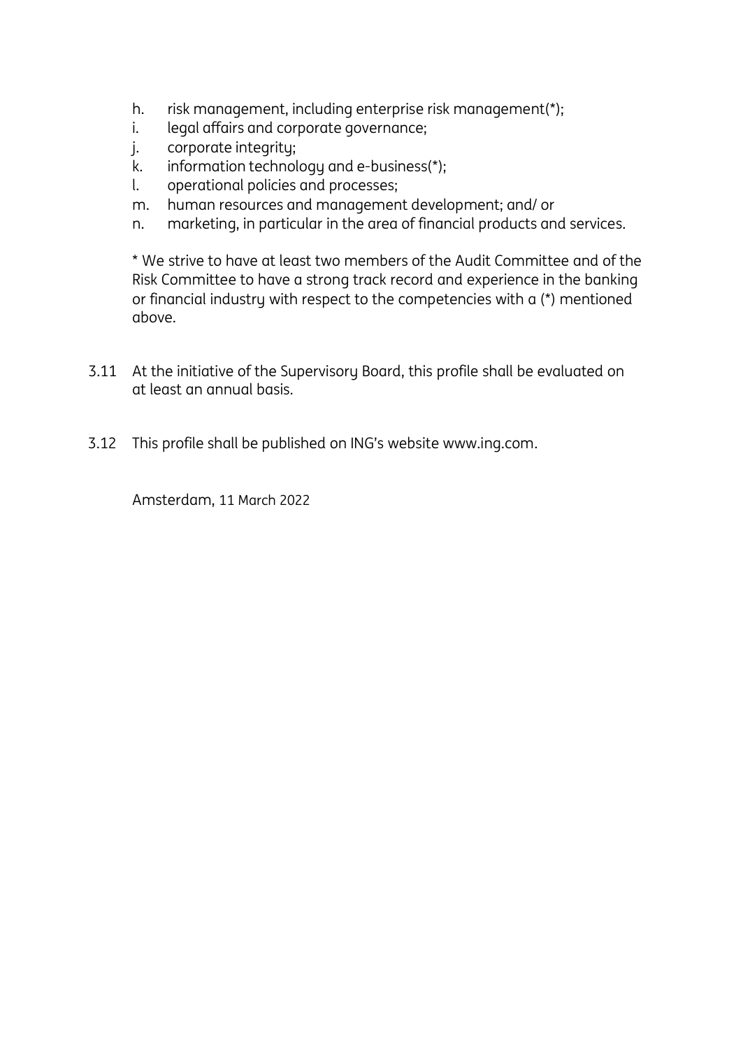h. risk management, including enterprise risk management(*);
i. legal affairs and corporate governance;
j. corporate integrity;
k. information technology and e-business(*);
l. operational policies and processes;
m. human resources and management development; and/ or
n. marketing, in particular in the area of financial products and services.

* We strive to have at least two members of the Audit Committee and of the Risk Committee to have a strong track record and experience in the banking or financial industry with respect to the competencies with a (*) mentioned above.

3.11 At the initiative of the Supervisory Board, this profile shall be evaluated on at least an annual basis.

3.12 This profile shall be published on ING's website www.ing.com.

Amsterdam, 11 March 2022